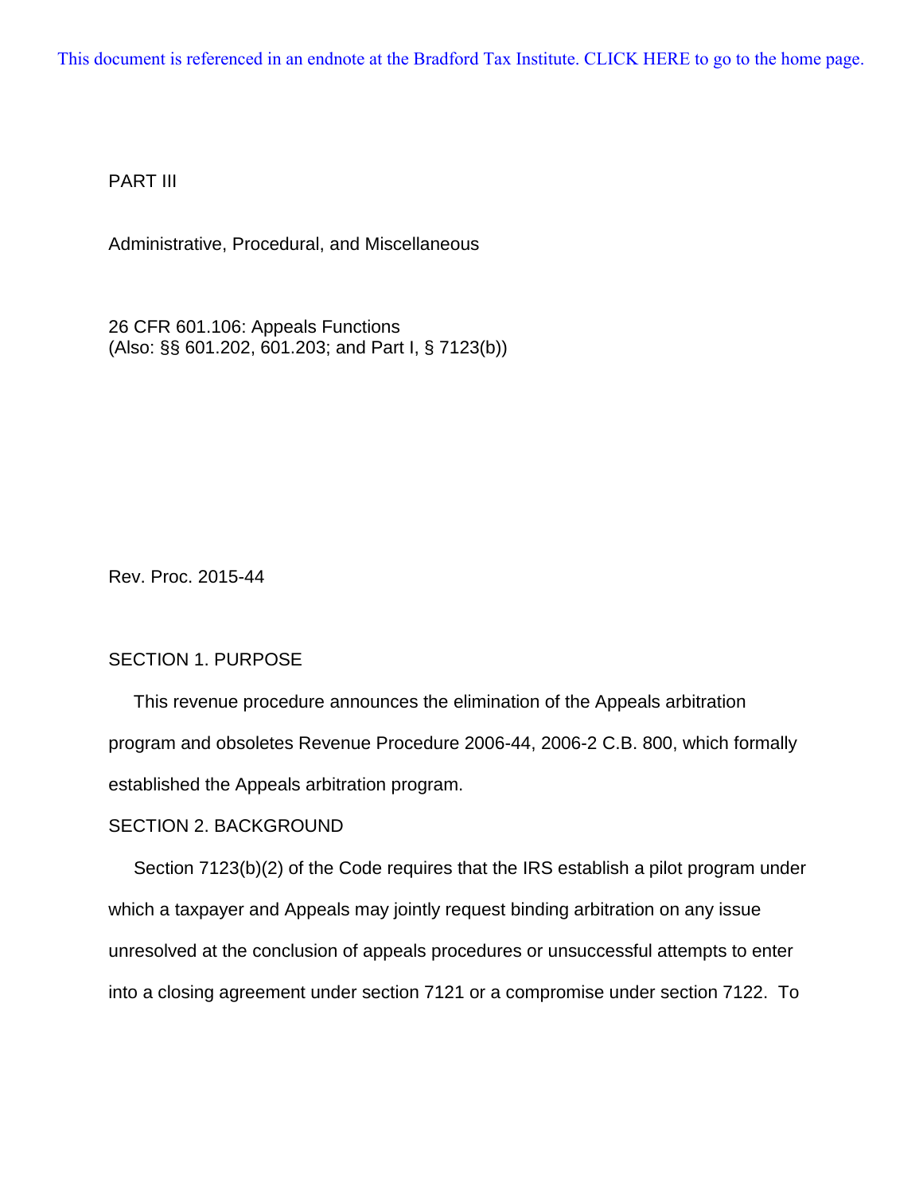This document is referenced in an endnote at the Bradford Tax Institute. CLICK HERE to go to the home page.

PART III

Administrative, Procedural, and Miscellaneous

26 CFR 601.106: Appeals Functions
(Also: §§ 601.202, 601.203; and Part I, § 7123(b))

Rev. Proc. 2015-44

## SECTION 1. PURPOSE

This revenue procedure announces the elimination of the Appeals arbitration program and obsoletes Revenue Procedure 2006-44, 2006-2 C.B. 800, which formally established the Appeals arbitration program.

## SECTION 2. BACKGROUND

Section 7123(b)(2) of the Code requires that the IRS establish a pilot program under which a taxpayer and Appeals may jointly request binding arbitration on any issue unresolved at the conclusion of appeals procedures or unsuccessful attempts to enter into a closing agreement under section 7121 or a compromise under section 7122. To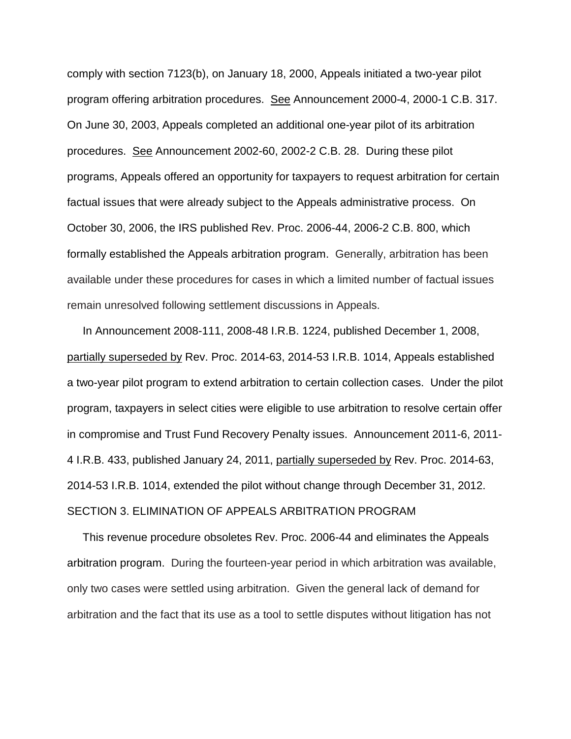comply with section 7123(b), on January 18, 2000, Appeals initiated a two-year pilot program offering arbitration procedures. See Announcement 2000-4, 2000-1 C.B. 317. On June 30, 2003, Appeals completed an additional one-year pilot of its arbitration procedures. See Announcement 2002-60, 2002-2 C.B. 28. During these pilot programs, Appeals offered an opportunity for taxpayers to request arbitration for certain factual issues that were already subject to the Appeals administrative process. On October 30, 2006, the IRS published Rev. Proc. 2006-44, 2006-2 C.B. 800, which formally established the Appeals arbitration program. Generally, arbitration has been available under these procedures for cases in which a limited number of factual issues remain unresolved following settlement discussions in Appeals.

In Announcement 2008-111, 2008-48 I.R.B. 1224, published December 1, 2008, partially superseded by Rev. Proc. 2014-63, 2014-53 I.R.B. 1014, Appeals established a two-year pilot program to extend arbitration to certain collection cases. Under the pilot program, taxpayers in select cities were eligible to use arbitration to resolve certain offer in compromise and Trust Fund Recovery Penalty issues. Announcement 2011-6, 2011-4 I.R.B. 433, published January 24, 2011, partially superseded by Rev. Proc. 2014-63, 2014-53 I.R.B. 1014, extended the pilot without change through December 31, 2012.

## SECTION 3. ELIMINATION OF APPEALS ARBITRATION PROGRAM

This revenue procedure obsoletes Rev. Proc. 2006-44 and eliminates the Appeals arbitration program. During the fourteen-year period in which arbitration was available, only two cases were settled using arbitration. Given the general lack of demand for arbitration and the fact that its use as a tool to settle disputes without litigation has not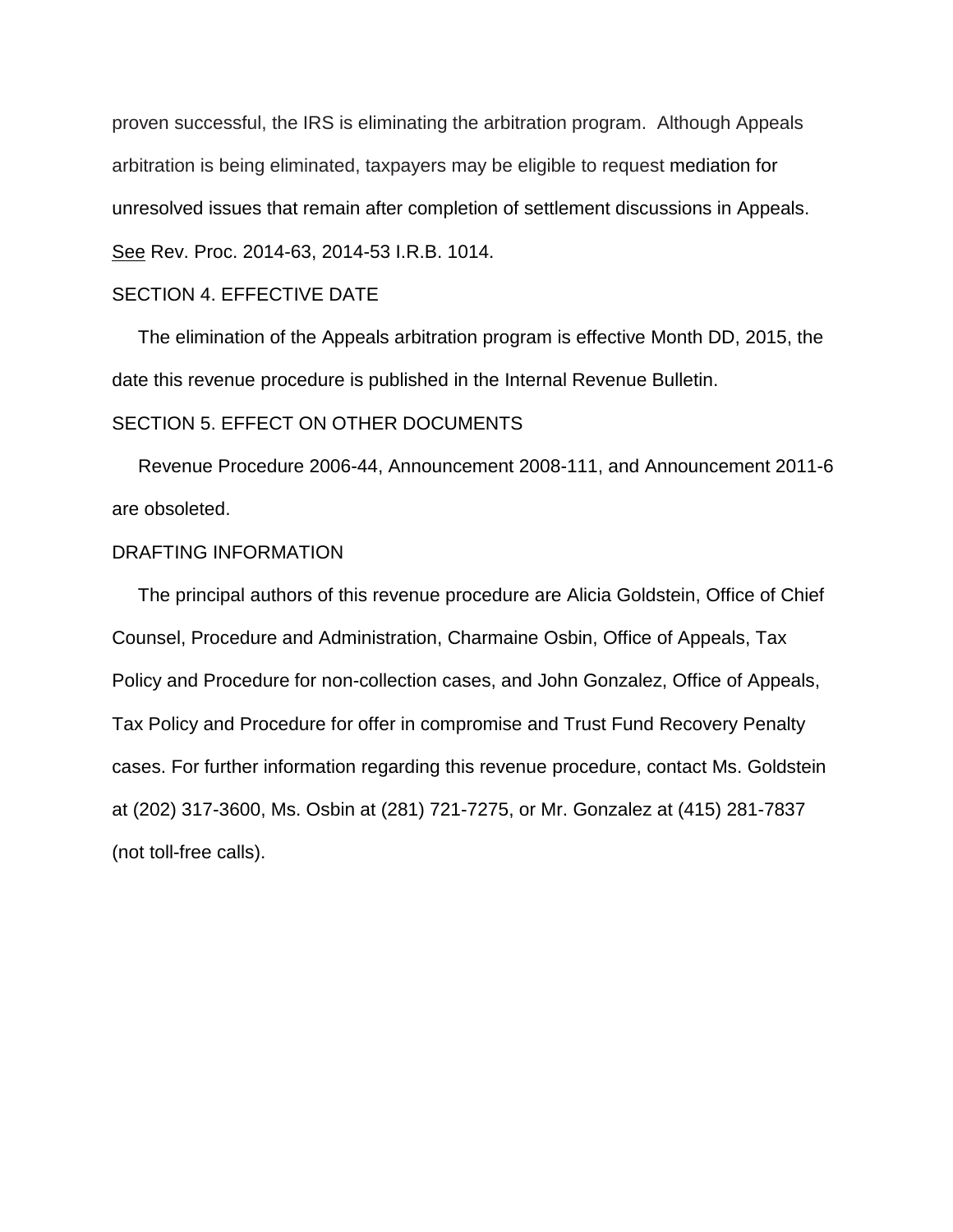proven successful, the IRS is eliminating the arbitration program. Although Appeals arbitration is being eliminated, taxpayers may be eligible to request mediation for unresolved issues that remain after completion of settlement discussions in Appeals. See Rev. Proc. 2014-63, 2014-53 I.R.B. 1014.

SECTION 4. EFFECTIVE DATE

The elimination of the Appeals arbitration program is effective Month DD, 2015, the date this revenue procedure is published in the Internal Revenue Bulletin.

SECTION 5. EFFECT ON OTHER DOCUMENTS

Revenue Procedure 2006-44, Announcement 2008-111, and Announcement 2011-6 are obsoleted.

DRAFTING INFORMATION

The principal authors of this revenue procedure are Alicia Goldstein, Office of Chief Counsel, Procedure and Administration, Charmaine Osbin, Office of Appeals, Tax Policy and Procedure for non-collection cases, and John Gonzalez, Office of Appeals, Tax Policy and Procedure for offer in compromise and Trust Fund Recovery Penalty cases. For further information regarding this revenue procedure, contact Ms. Goldstein at (202) 317-3600, Ms. Osbin at (281) 721-7275, or Mr. Gonzalez at (415) 281-7837 (not toll-free calls).